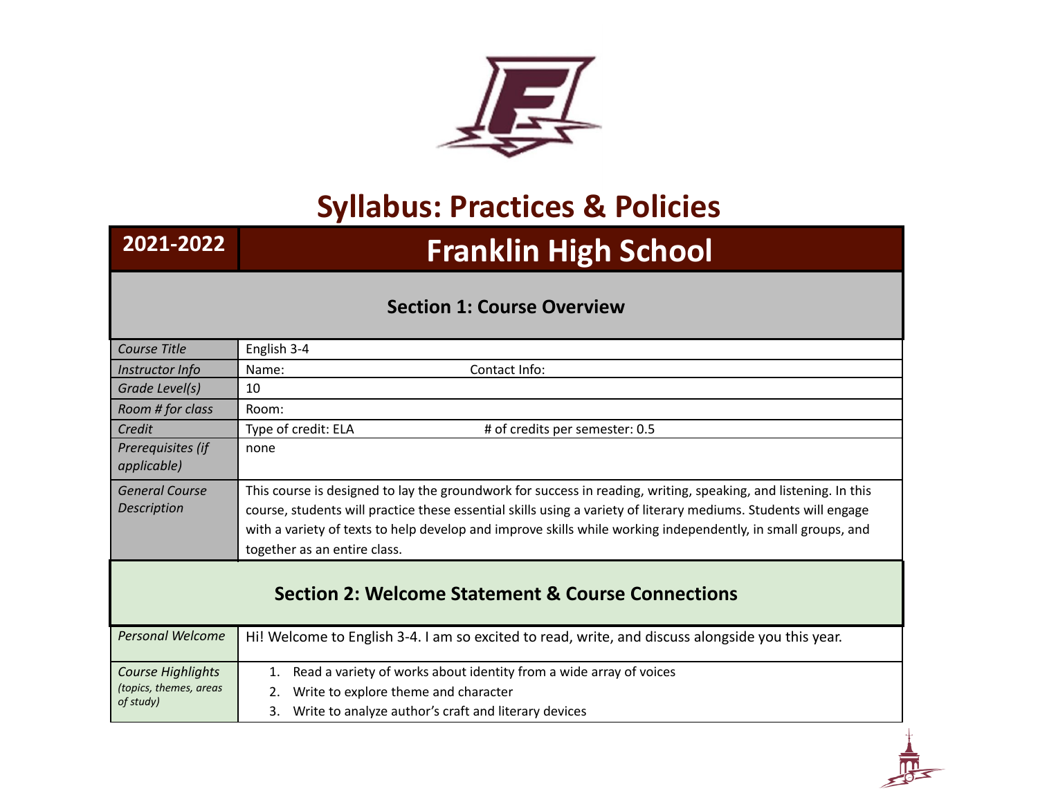# Syllabus: Practices & Policies

| 2021-2022 | Franklin High School |
|---|---|

## Section 1: Course Overview

| | |
|---|---|
| *Course Title* | English 3-4 |
| *Instructor Info* | Name: Contact Info: |
| *Grade Level(s)* | 10 |
| *Room # for class* | Room: |
| *Credit* | Type of credit: ELA # of credits per semester: 0.5 |
| *Prerequisites (if applicable)* | none |
| *General Course Description* | This course is designed to lay the groundwork for success in reading, writing, speaking, and listening. In this course, students will practice these essential skills using a variety of literary mediums. Students will engage with a variety of texts to help develop and improve skills while working independently, in small groups, and together as an entire class. |

## Section 2: Welcome Statement & Course Connections

| | |
|---|---|
| *Personal Welcome* | Hi! Welcome to English 3-4. I am so excited to read, write, and discuss alongside you this year. |
| *Course Highlights (topics, themes, areas of study)* | 1. Read a variety of works about identity from a wide array of voices<br>2. Write to explore theme and character<br>3. Write to analyze author's craft and literary devices |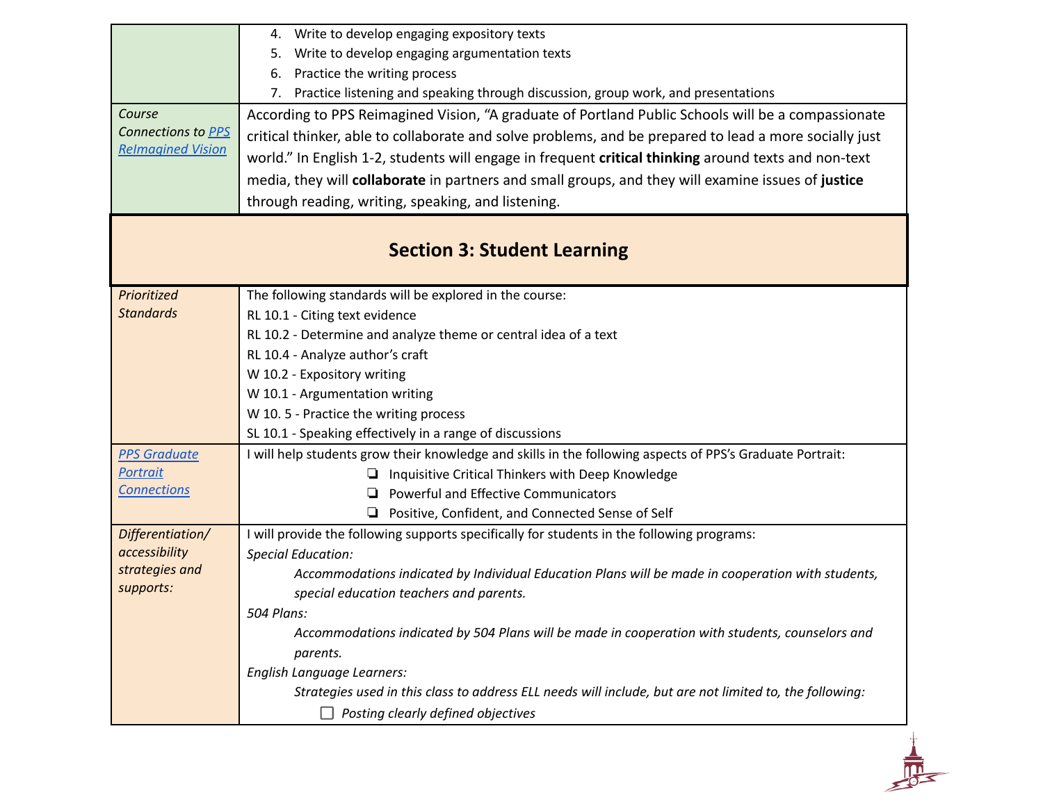| | |
|---|---|
| | 4. Write to develop engaging expository texts<br>5. Write to develop engaging argumentation texts<br>6. Practice the writing process<br>7. Practice listening and speaking through discussion, group work, and presentations |
| *Course Connections to [PPS ReImagined Vision]()* | According to PPS Reimagined Vision, "A graduate of Portland Public Schools will be a compassionate critical thinker, able to collaborate and solve problems, and be prepared to lead a more socially just world." In English 1-2, students will engage in frequent **critical thinking** around texts and non-text media, they will **collaborate** in partners and small groups, and they will examine issues of **justice** through reading, writing, speaking, and listening. |

## Section 3: Student Learning

| | |
|---|---|
| *Prioritized Standards* | The following standards will be explored in the course:<br>RL 10.1 - Citing text evidence<br>RL 10.2 - Determine and analyze theme or central idea of a text<br>RL 10.4 - Analyze author's craft<br>W 10.2 - Expository writing<br>W 10.1 - Argumentation writing<br>W 10. 5 - Practice the writing process<br>SL 10.1 - Speaking effectively in a range of discussions |
| *[PPS Graduate Portrait Connections]()* | I will help students grow their knowledge and skills in the following aspects of PPS's Graduate Portrait:<br>❏ Inquisitive Critical Thinkers with Deep Knowledge<br>❏ Powerful and Effective Communicators<br>❏ Positive, Confident, and Connected Sense of Self |
| *Differentiation/ accessibility strategies and supports:* | I will provide the following supports specifically for students in the following programs:<br>*Special Education:*<br>*Accommodations indicated by Individual Education Plans will be made in cooperation with students, special education teachers and parents.*<br>*504 Plans:*<br>*Accommodations indicated by 504 Plans will be made in cooperation with students, counselors and parents.*<br>*English Language Learners:*<br>*Strategies used in this class to address ELL needs will include, but are not limited to, the following:*<br>☐ *Posting clearly defined objectives* |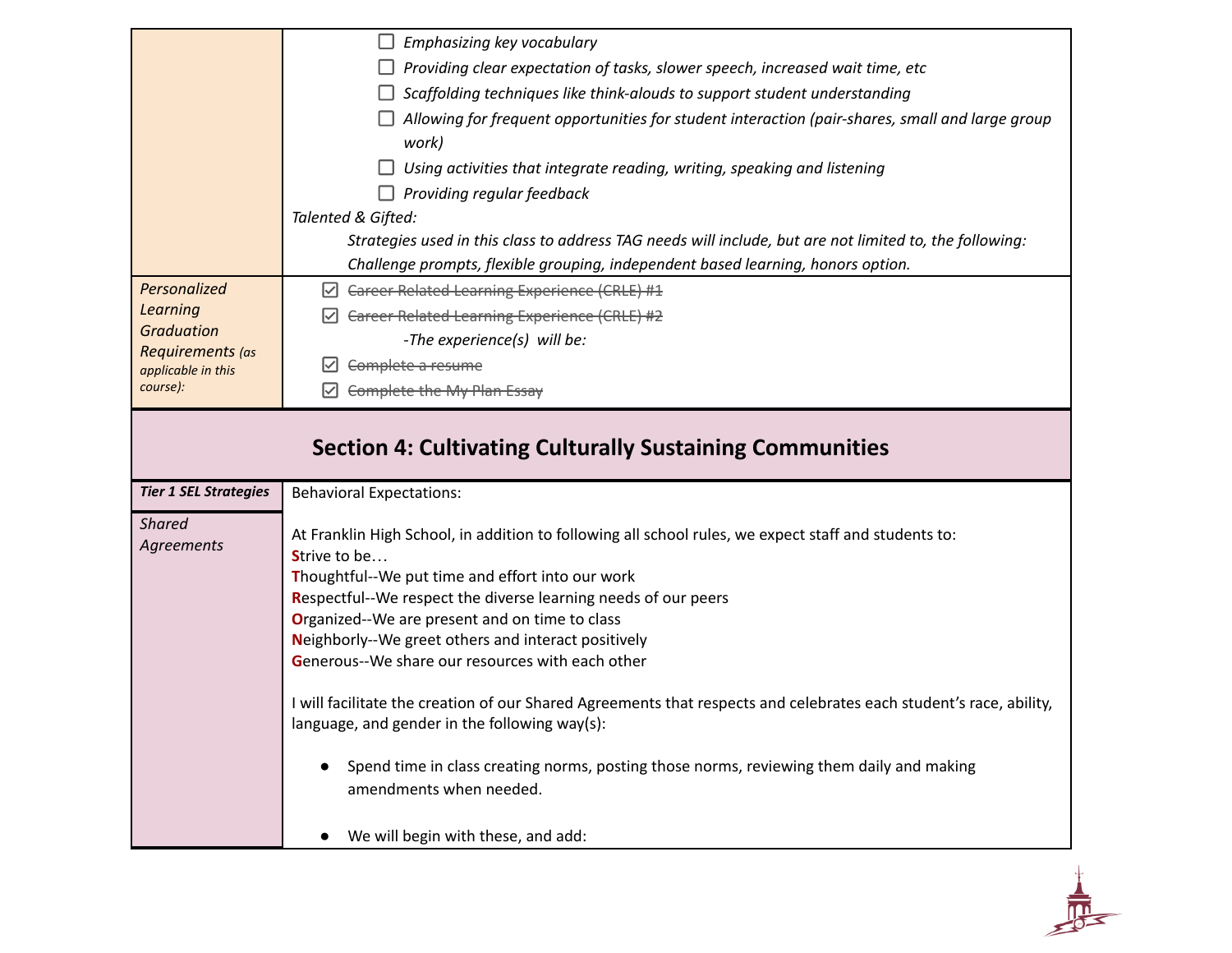| | |
|---|---|
| | ☐ *Emphasizing key vocabulary*<br>☐ *Providing clear expectation of tasks, slower speech, increased wait time, etc*<br>☐ *Scaffolding techniques like think-alouds to support student understanding*<br>☐ *Allowing for frequent opportunities for student interaction (pair-shares, small and large group work)*<br>☐ *Using activities that integrate reading, writing, speaking and listening*<br>☐ *Providing regular feedback*<br>*Talented & Gifted:*<br>*Strategies used in this class to address TAG needs will include, but are not limited to, the following: Challenge prompts, flexible grouping, independent based learning, honors option.* |
| *Personalized Learning Graduation Requirements (as applicable in this course):* | ☑ ~~Career Related Learning Experience (CRLE) #1~~<br>☑ ~~Career Related Learning Experience (CRLE) #2~~<br>*-The experience(s) will be:*<br>☑ ~~Complete a resume~~<br>☑ ~~Complete the My Plan Essay~~ |

## Section 4: Cultivating Culturally Sustaining Communities

| | |
|---|---|
| ***Tier 1 SEL Strategies*** | Behavioral Expectations: |
| *Shared Agreements* | At Franklin High School, in addition to following all school rules, we expect staff and students to:<br>**S**trive to be…<br>**T**houghtful--We put time and effort into our work<br>**R**espectful--We respect the diverse learning needs of our peers<br>**O**rganized--We are present and on time to class<br>**N**eighborly--We greet others and interact positively<br>**G**enerous--We share our resources with each other<br><br>I will facilitate the creation of our Shared Agreements that respects and celebrates each student's race, ability, language, and gender in the following way(s):<br><br>• Spend time in class creating norms, posting those norms, reviewing them daily and making amendments when needed.<br><br>• We will begin with these, and add: |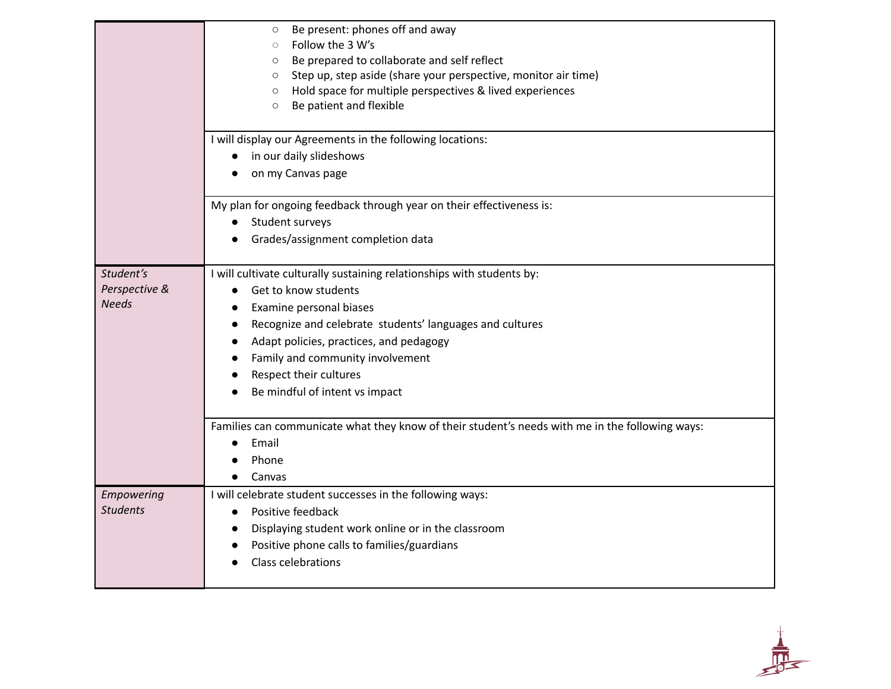| | |
|---|---|
| | ○ Be present: phones off and away<br>○ Follow the 3 W's<br>○ Be prepared to collaborate and self reflect<br>○ Step up, step aside (share your perspective, monitor air time)<br>○ Hold space for multiple perspectives & lived experiences<br>○ Be patient and flexible |
| | I will display our Agreements in the following locations:<br>• in our daily slideshows<br>• on my Canvas page |
| | My plan for ongoing feedback through year on their effectiveness is:<br>• Student surveys<br>• Grades/assignment completion data |
| *Student's Perspective & Needs* | I will cultivate culturally sustaining relationships with students by:<br>• Get to know students<br>• Examine personal biases<br>• Recognize and celebrate students' languages and cultures<br>• Adapt policies, practices, and pedagogy<br>• Family and community involvement<br>• Respect their cultures<br>• Be mindful of intent vs impact |
| | Families can communicate what they know of their student's needs with me in the following ways:<br>• Email<br>• Phone<br>• Canvas |
| *Empowering Students* | I will celebrate student successes in the following ways:<br>• Positive feedback<br>• Displaying student work online or in the classroom<br>• Positive phone calls to families/guardians<br>• Class celebrations |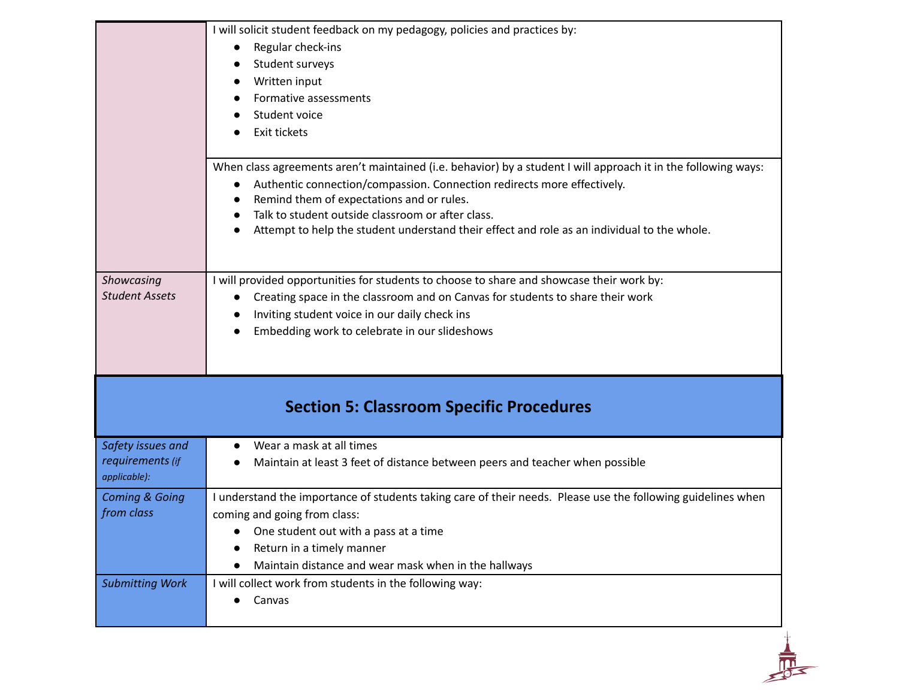| | |
|---|---|
| | I will solicit student feedback on my pedagogy, policies and practices by:<br>● Regular check-ins<br>● Student surveys<br>● Written input<br>● Formative assessments<br>● Student voice<br>● Exit tickets |
| | When class agreements aren't maintained (i.e. behavior) by a student I will approach it in the following ways:<br>● Authentic connection/compassion. Connection redirects more effectively.<br>● Remind them of expectations and or rules.<br>● Talk to student outside classroom or after class.<br>● Attempt to help the student understand their effect and role as an individual to the whole. |
| *Showcasing Student Assets* | I will provided opportunities for students to choose to share and showcase their work by:<br>● Creating space in the classroom and on Canvas for students to share their work<br>● Inviting student voice in our daily check ins<br>● Embedding work to celebrate in our slideshows |

## Section 5: Classroom Specific Procedures

| | |
|---|---|
| *Safety issues and requirements (if applicable):* | ● Wear a mask at all times<br>● Maintain at least 3 feet of distance between peers and teacher when possible |
| *Coming & Going from class* | I understand the importance of students taking care of their needs. Please use the following guidelines when coming and going from class:<br>● One student out with a pass at a time<br>● Return in a timely manner<br>● Maintain distance and wear mask when in the hallways |
| *Submitting Work* | I will collect work from students in the following way:<br>● Canvas |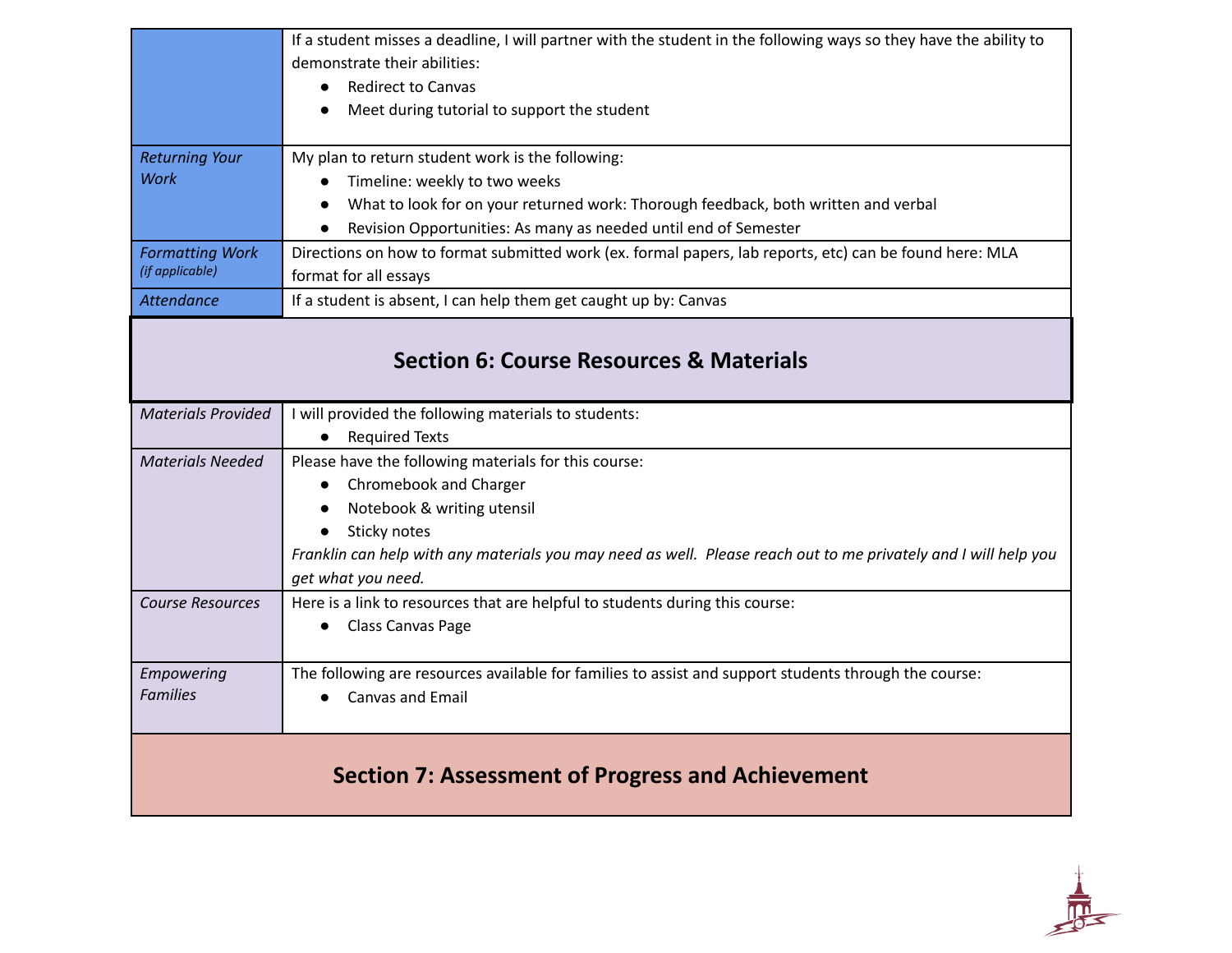| | |
|---|---|
| | If a student misses a deadline, I will partner with the student in the following ways so they have the ability to demonstrate their abilities:<br>● Redirect to Canvas<br>● Meet during tutorial to support the student |
| *Returning Your Work* | My plan to return student work is the following:<br>● Timeline: weekly to two weeks<br>● What to look for on your returned work: Thorough feedback, both written and verbal<br>● Revision Opportunities: As many as needed until end of Semester |
| *Formatting Work (if applicable)* | Directions on how to format submitted work (ex. formal papers, lab reports, etc) can be found here: MLA format for all essays |
| *Attendance* | If a student is absent, I can help them get caught up by: Canvas |

## Section 6: Course Resources & Materials

| | |
|---|---|
| *Materials Provided* | I will provided the following materials to students:<br>● Required Texts |
| *Materials Needed* | Please have the following materials for this course:<br>● Chromebook and Charger<br>● Notebook & writing utensil<br>● Sticky notes<br>*Franklin can help with any materials you may need as well. Please reach out to me privately and I will help you get what you need.* |
| *Course Resources* | Here is a link to resources that are helpful to students during this course:<br>● Class Canvas Page |
| *Empowering Families* | The following are resources available for families to assist and support students through the course:<br>● Canvas and Email |

## Section 7: Assessment of Progress and Achievement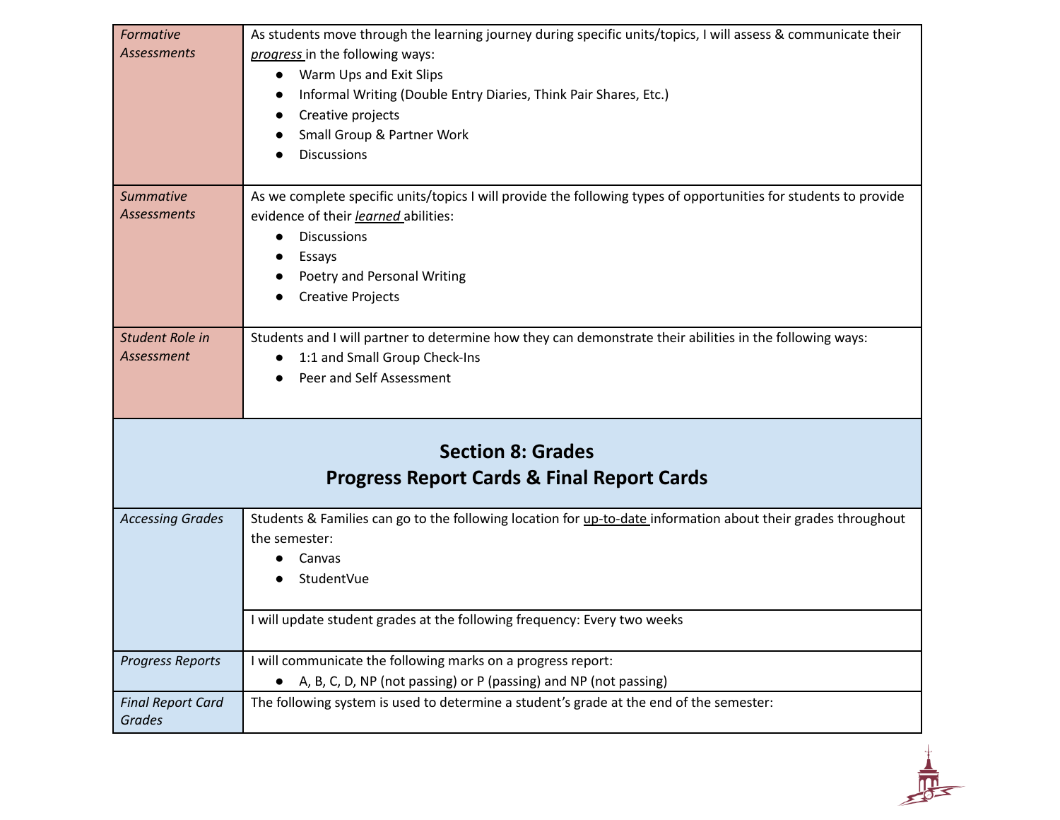| | |
|---|---|
| *Formative Assessments* | As students move through the learning journey during specific units/topics, I will assess & communicate their ***progress*** in the following ways:<br>● Warm Ups and Exit Slips<br>● Informal Writing (Double Entry Diaries, Think Pair Shares, Etc.)<br>● Creative projects<br>● Small Group & Partner Work<br>● Discussions |
| *Summative Assessments* | As we complete specific units/topics I will provide the following types of opportunities for students to provide evidence of their ***learned*** abilities:<br>● Discussions<br>● Essays<br>● Poetry and Personal Writing<br>● Creative Projects |
| *Student Role in Assessment* | Students and I will partner to determine how they can demonstrate their abilities in the following ways:<br>● 1:1 and Small Group Check-Ins<br>● Peer and Self Assessment |

## Section 8: Grades
## Progress Report Cards & Final Report Cards

| | |
|---|---|
| *Accessing Grades* | Students & Families can go to the following location for up-to-date information about their grades throughout the semester:<br>● Canvas<br>● StudentVue |
| | I will update student grades at the following frequency: Every two weeks |
| *Progress Reports* | I will communicate the following marks on a progress report:<br>● A, B, C, D, NP (not passing) or P (passing) and NP (not passing) |
| *Final Report Card Grades* | The following system is used to determine a student's grade at the end of the semester: |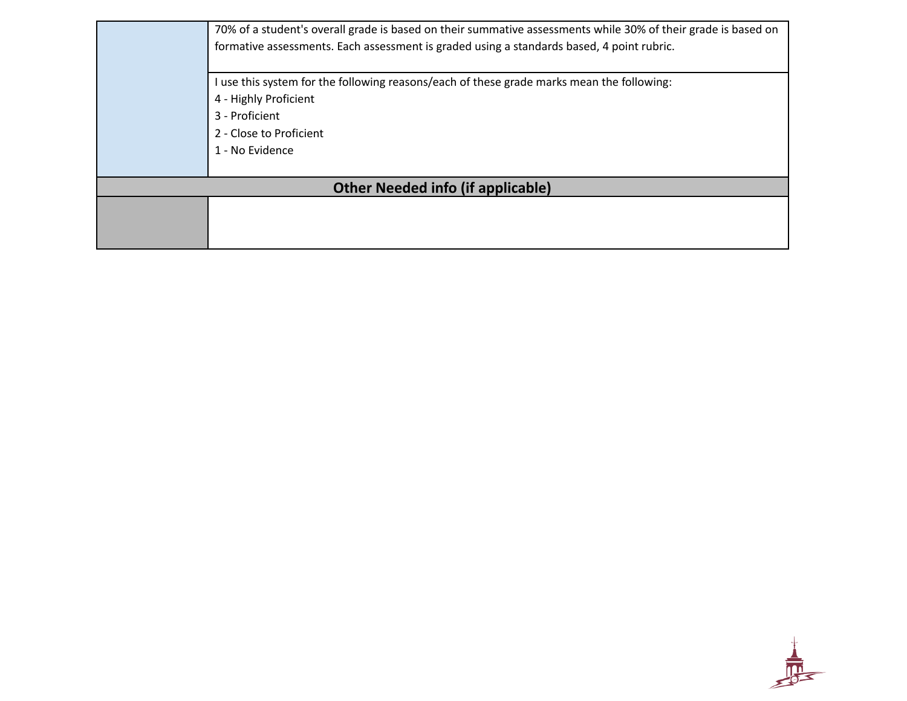| | |
|---|---|
| | 70% of a student's overall grade is based on their summative assessments while 30% of their grade is based on formative assessments. Each assessment is graded using a standards based, 4 point rubric. |
| | I use this system for the following reasons/each of these grade marks mean the following:<br>4 - Highly Proficient<br>3 - Proficient<br>2 - Close to Proficient<br>1 - No Evidence |
| **Other Needed info (if applicable)** | |
| | |